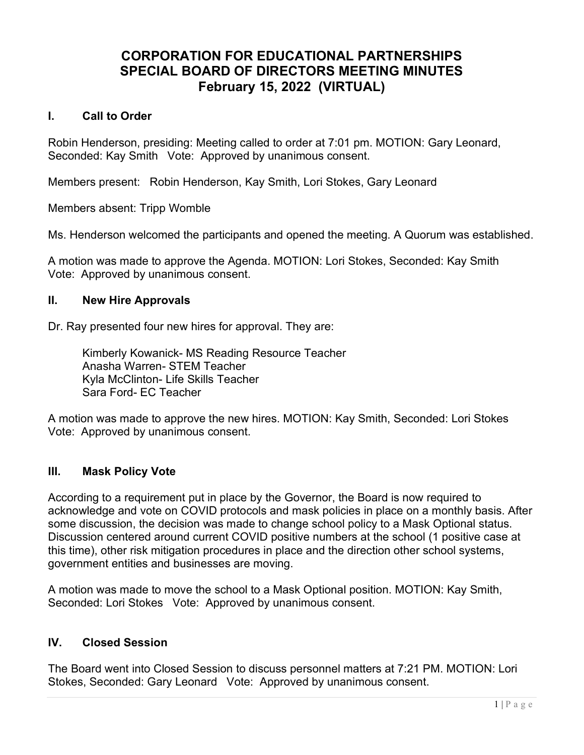# CORPORATION FOR EDUCATIONAL PARTNERSHIPS
# SPECIAL BOARD OF DIRECTORS MEETING MINUTES
# February 15, 2022 (VIRTUAL)

## I. Call to Order

Robin Henderson, presiding: Meeting called to order at 7:01 pm. MOTION: Gary Leonard, Seconded: Kay Smith Vote: Approved by unanimous consent.

Members present: Robin Henderson, Kay Smith, Lori Stokes, Gary Leonard

Members absent: Tripp Womble

Ms. Henderson welcomed the participants and opened the meeting. A Quorum was established.

A motion was made to approve the Agenda. MOTION: Lori Stokes, Seconded: Kay Smith Vote: Approved by unanimous consent.

## II. New Hire Approvals

Dr. Ray presented four new hires for approval. They are:

Kimberly Kowanick- MS Reading Resource Teacher
Anasha Warren- STEM Teacher
Kyla McClinton- Life Skills Teacher
Sara Ford- EC Teacher

A motion was made to approve the new hires. MOTION: Kay Smith, Seconded: Lori Stokes Vote: Approved by unanimous consent.

## III. Mask Policy Vote

According to a requirement put in place by the Governor, the Board is now required to acknowledge and vote on COVID protocols and mask policies in place on a monthly basis. After some discussion, the decision was made to change school policy to a Mask Optional status. Discussion centered around current COVID positive numbers at the school (1 positive case at this time), other risk mitigation procedures in place and the direction other school systems, government entities and businesses are moving.

A motion was made to move the school to a Mask Optional position. MOTION: Kay Smith, Seconded: Lori Stokes Vote: Approved by unanimous consent.

## IV. Closed Session

The Board went into Closed Session to discuss personnel matters at 7:21 PM. MOTION: Lori Stokes, Seconded: Gary Leonard Vote: Approved by unanimous consent.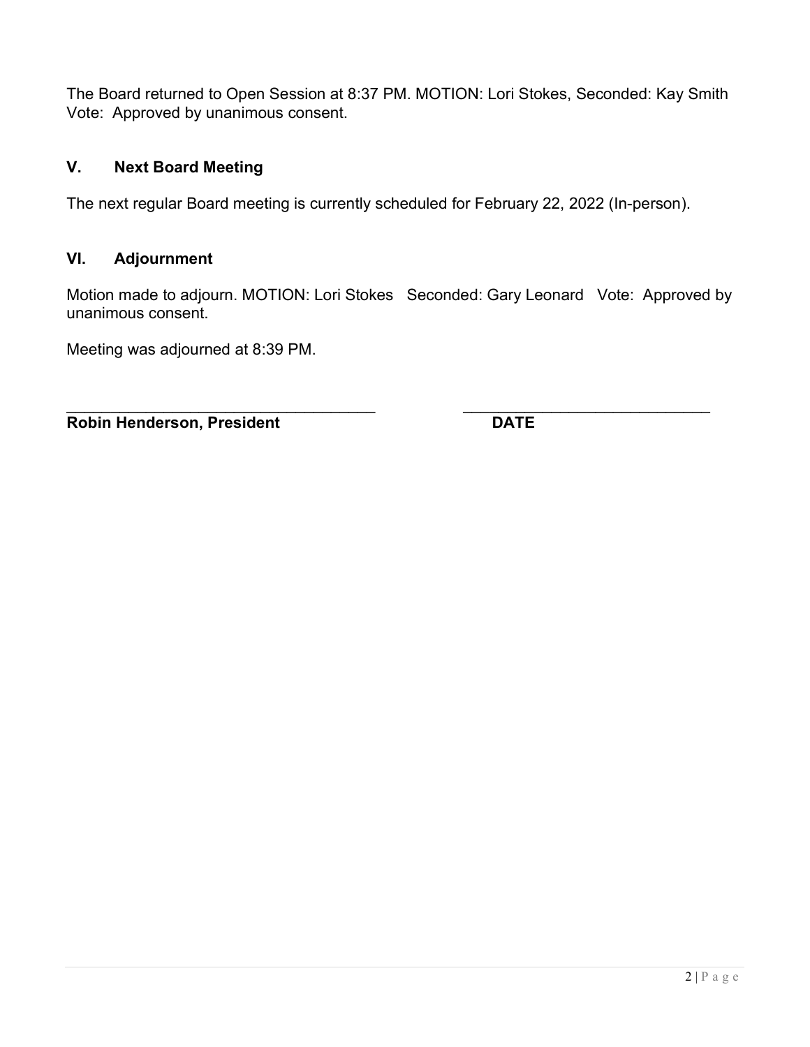The Board returned to Open Session at 8:37 PM. MOTION: Lori Stokes, Seconded: Kay Smith Vote: Approved by unanimous consent.

## V. Next Board Meeting

The next regular Board meeting is currently scheduled for February 22, 2022 (In-person).

## VI. Adjournment

Motion made to adjourn. MOTION: Lori Stokes Seconded: Gary Leonard Vote: Approved by unanimous consent.

Meeting was adjourned at 8:39 PM.

| | |
|---|---|
| ____________________________________ | ____________________________ |
| **Robin Henderson, President** | **DATE** |